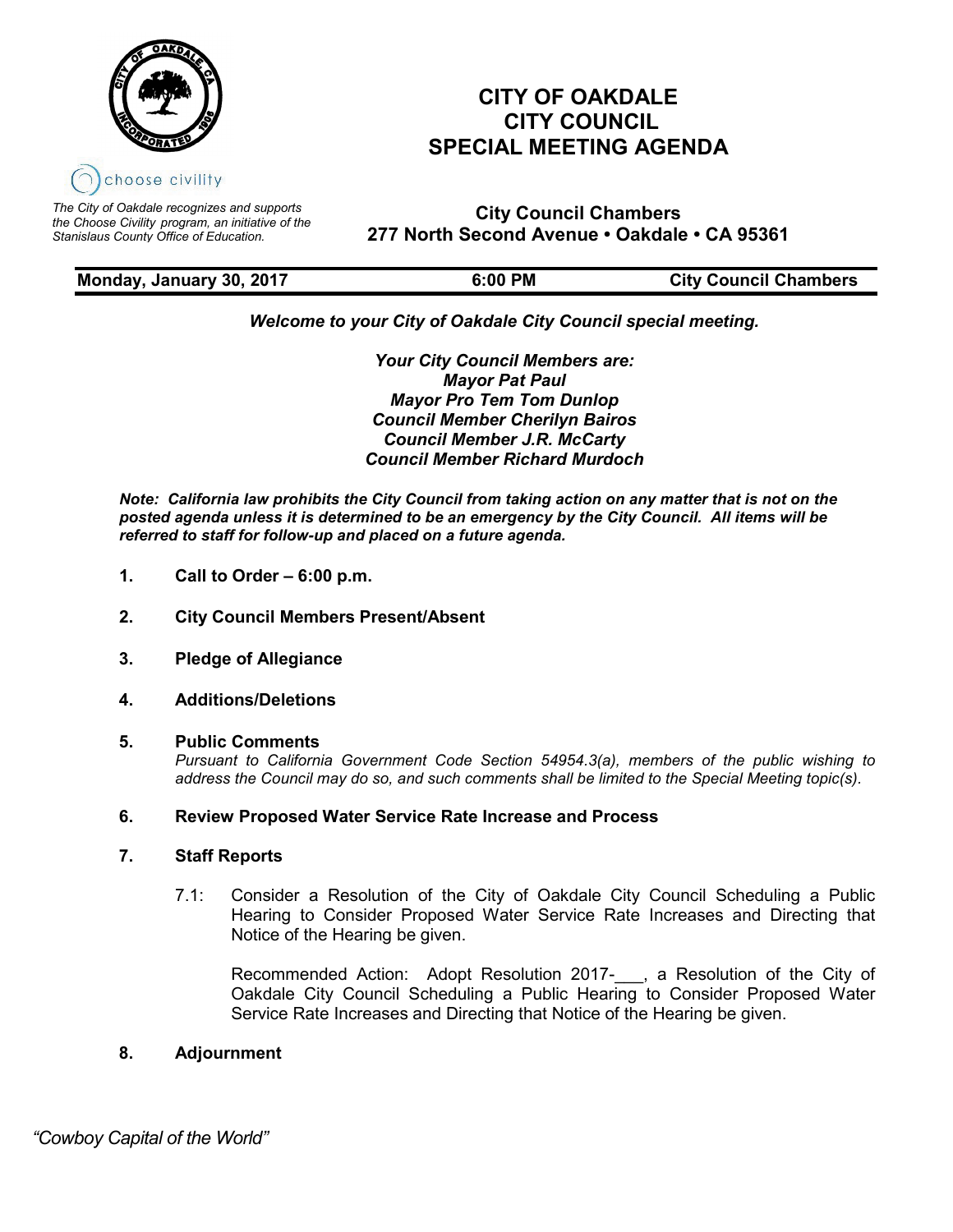# CITY OF OAKDALE CITY COUNCIL SPECIAL MEETING AGENDA

choose civility

*The City of Oakdale recognizes and supports the Choose Civility program, an initiative of the Stanislaus County Office of Education.*

**City Council Chambers**
**277 North Second Avenue • Oakdale • CA 95361**

| Monday, January 30, 2017 | 6:00 PM | City Council Chambers |
|---|---|---|

***Welcome to your City of Oakdale City Council special meeting.***

***Your City Council Members are:***
***Mayor Pat Paul***
***Mayor Pro Tem Tom Dunlop***
***Council Member Cherilyn Bairos***
***Council Member J.R. McCarty***
***Council Member Richard Murdoch***

***Note: California law prohibits the City Council from taking action on any matter that is not on the posted agenda unless it is determined to be an emergency by the City Council. All items will be referred to staff for follow-up and placed on a future agenda.***

1. **Call to Order – 6:00 p.m.**

2. **City Council Members Present/Absent**

3. **Pledge of Allegiance**

4. **Additions/Deletions**

5. **Public Comments**
   *Pursuant to California Government Code Section 54954.3(a), members of the public wishing to address the Council may do so, and such comments shall be limited to the Special Meeting topic(s).*

6. **Review Proposed Water Service Rate Increase and Process**

7. **Staff Reports**

   7.1: Consider a Resolution of the City of Oakdale City Council Scheduling a Public Hearing to Consider Proposed Water Service Rate Increases and Directing that Notice of the Hearing be given.

   Recommended Action: Adopt Resolution 2017-___, a Resolution of the City of Oakdale City Council Scheduling a Public Hearing to Consider Proposed Water Service Rate Increases and Directing that Notice of the Hearing be given.

8. **Adjournment**

*"Cowboy Capital of the World"*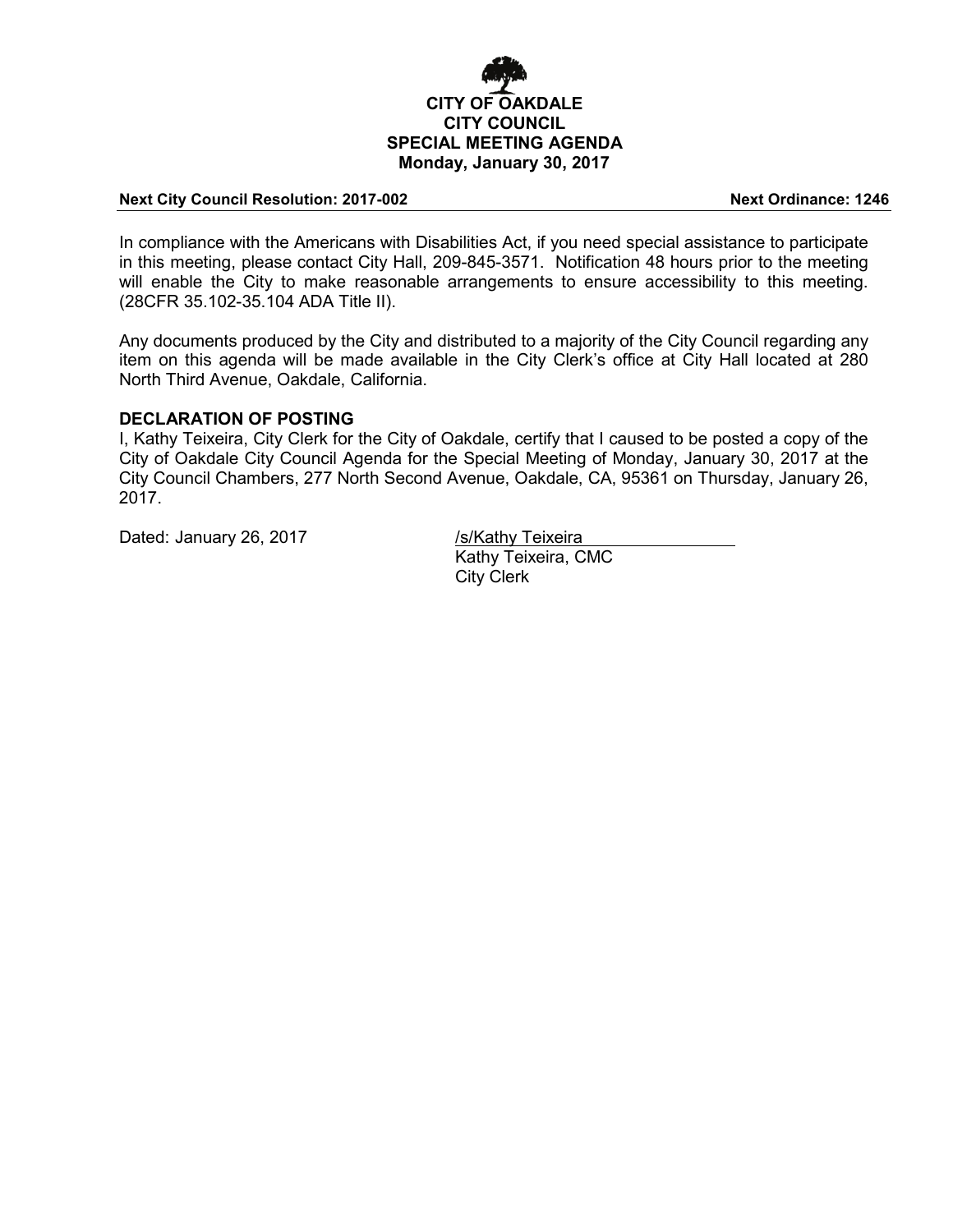**CITY OF OAKDALE**
**CITY COUNCIL**
**SPECIAL MEETING AGENDA**
**Monday, January 30, 2017**

**Next City Council Resolution: 2017-002** **Next Ordinance: 1246**

In compliance with the Americans with Disabilities Act, if you need special assistance to participate in this meeting, please contact City Hall, 209-845-3571. Notification 48 hours prior to the meeting will enable the City to make reasonable arrangements to ensure accessibility to this meeting. (28CFR 35.102-35.104 ADA Title II).

Any documents produced by the City and distributed to a majority of the City Council regarding any item on this agenda will be made available in the City Clerk's office at City Hall located at 280 North Third Avenue, Oakdale, California.

**DECLARATION OF POSTING**

I, Kathy Teixeira, City Clerk for the City of Oakdale, certify that I caused to be posted a copy of the City of Oakdale City Council Agenda for the Special Meeting of Monday, January 30, 2017 at the City Council Chambers, 277 North Second Avenue, Oakdale, CA, 95361 on Thursday, January 26, 2017.

Dated: January 26, 2017

/s/Kathy Teixeira
Kathy Teixeira, CMC
City Clerk